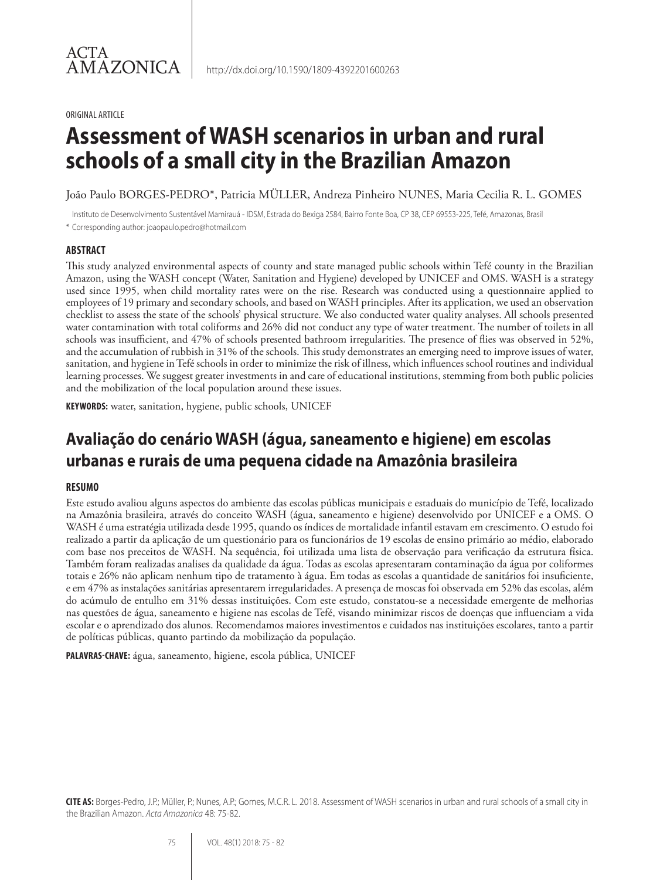ACTA AMAZONICA

http://dx.doi.org/10.1590/1809-4392201600263

ORIGINAL ARTICLE

# Assessment of WASH scenarios in urban and rural schools of a small city in the Brazilian Amazon

João Paulo BORGES-PEDRO*, Patricia MÜLLER, Andreza Pinheiro NUNES, Maria Cecilia R. L. GOMES

Instituto de Desenvolvimento Sustentável Mamirauá - IDSM, Estrada do Bexiga 2584, Bairro Fonte Boa, CP 38, CEP 69553-225, Tefé, Amazonas, Brasil

* Corresponding author: joaopaulo.pedro@hotmail.com

## ABSTRACT

This study analyzed environmental aspects of county and state managed public schools within Tefé county in the Brazilian Amazon, using the WASH concept (Water, Sanitation and Hygiene) developed by UNICEF and OMS. WASH is a strategy used since 1995, when child mortality rates were on the rise. Research was conducted using a questionnaire applied to employees of 19 primary and secondary schools, and based on WASH principles. After its application, we used an observation checklist to assess the state of the schools' physical structure. We also conducted water quality analyses. All schools presented water contamination with total coliforms and 26% did not conduct any type of water treatment. The number of toilets in all schools was insufficient, and 47% of schools presented bathroom irregularities. The presence of flies was observed in 52%, and the accumulation of rubbish in 31% of the schools. This study demonstrates an emerging need to improve issues of water, sanitation, and hygiene in Tefé schools in order to minimize the risk of illness, which influences school routines and individual learning processes. We suggest greater investments in and care of educational institutions, stemming from both public policies and the mobilization of the local population around these issues.

**KEYWORDS:** water, sanitation, hygiene, public schools, UNICEF

# Avaliação do cenário WASH (água, saneamento e higiene) em escolas urbanas e rurais de uma pequena cidade na Amazônia brasileira

## RESUMO

Este estudo avaliou alguns aspectos do ambiente das escolas públicas municipais e estaduais do município de Tefé, localizado na Amazônia brasileira, através do conceito WASH (água, saneamento e higiene) desenvolvido por UNICEF e a OMS. O WASH é uma estratégia utilizada desde 1995, quando os índices de mortalidade infantil estavam em crescimento. O estudo foi realizado a partir da aplicação de um questionário para os funcionários de 19 escolas de ensino primário ao médio, elaborado com base nos preceitos de WASH. Na sequência, foi utilizada uma lista de observação para verificação da estrutura física. Também foram realizadas analises da qualidade da água. Todas as escolas apresentaram contaminação da água por coliformes totais e 26% não aplicam nenhum tipo de tratamento à água. Em todas as escolas a quantidade de sanitários foi insuficiente, e em 47% as instalações sanitárias apresentarem irregularidades. A presença de moscas foi observada em 52% das escolas, além do acúmulo de entulho em 31% dessas instituições. Com este estudo, constatou-se a necessidade emergente de melhorias nas questões de água, saneamento e higiene nas escolas de Tefé, visando minimizar riscos de doenças que influenciam a vida escolar e o aprendizado dos alunos. Recomendamos maiores investimentos e cuidados nas instituições escolares, tanto a partir de políticas públicas, quanto partindo da mobilização da população.

**PALAVRAS-CHAVE:** água, saneamento, higiene, escola pública, UNICEF

**CITE AS:** Borges-Pedro, J.P.; Müller, P.; Nunes, A.P.; Gomes, M.C.R. L. 2018. Assessment of WASH scenarios in urban and rural schools of a small city in the Brazilian Amazon. *Acta Amazonica* 48: 75-82.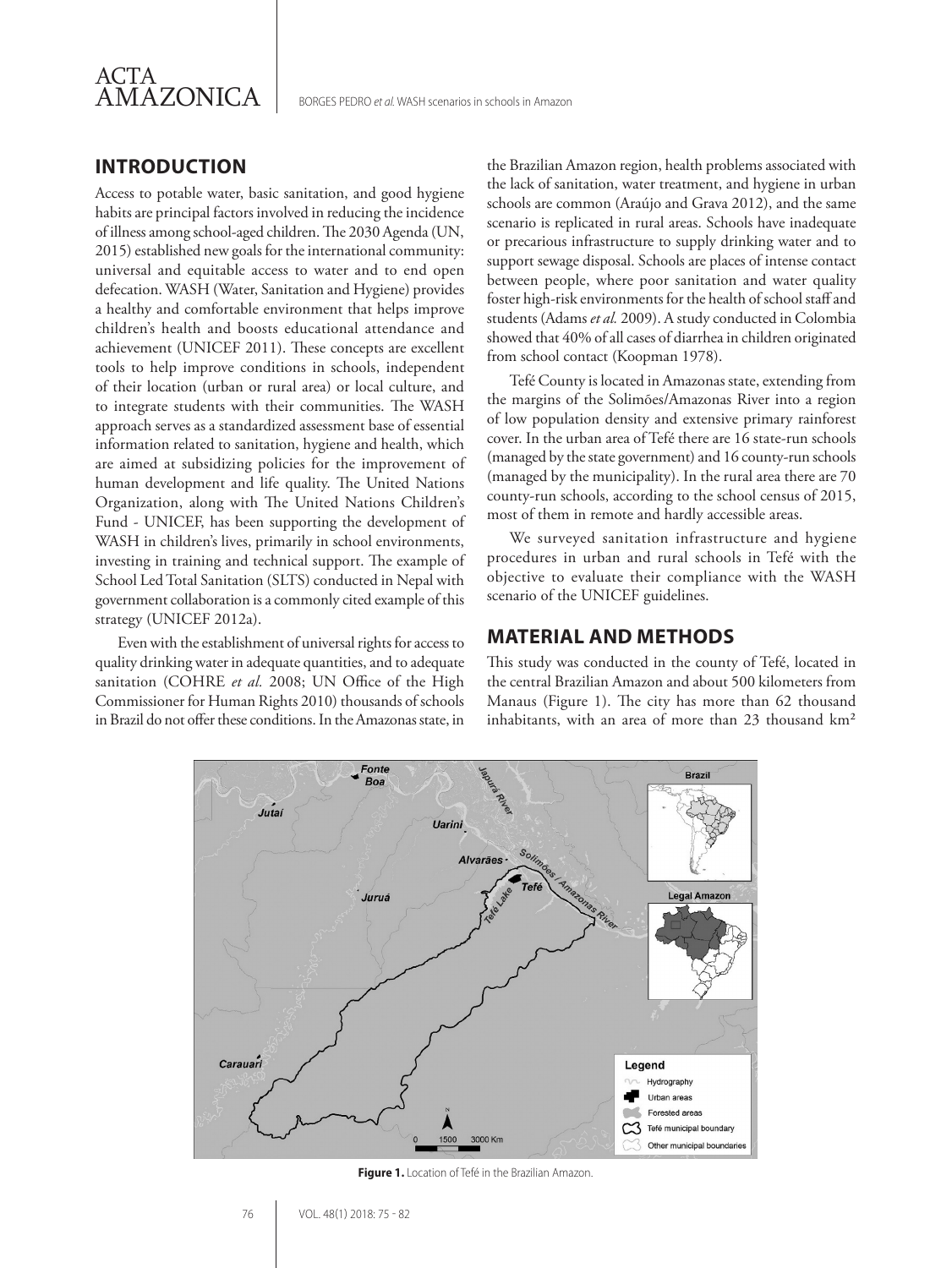## INTRODUCTION

Access to potable water, basic sanitation, and good hygiene habits are principal factors involved in reducing the incidence of illness among school-aged children. The 2030 Agenda (UN, 2015) established new goals for the international community: universal and equitable access to water and to end open defecation. WASH (Water, Sanitation and Hygiene) provides a healthy and comfortable environment that helps improve children's health and boosts educational attendance and achievement (UNICEF 2011). These concepts are excellent tools to help improve conditions in schools, independent of their location (urban or rural area) or local culture, and to integrate students with their communities. The WASH approach serves as a standardized assessment base of essential information related to sanitation, hygiene and health, which are aimed at subsidizing policies for the improvement of human development and life quality. The United Nations Organization, along with The United Nations Children's Fund - UNICEF, has been supporting the development of WASH in children's lives, primarily in school environments, investing in training and technical support. The example of School Led Total Sanitation (SLTS) conducted in Nepal with government collaboration is a commonly cited example of this strategy (UNICEF 2012a).

Even with the establishment of universal rights for access to quality drinking water in adequate quantities, and to adequate sanitation (COHRE *et al.* 2008; UN Office of the High Commissioner for Human Rights 2010) thousands of schools in Brazil do not offer these conditions. In the Amazonas state, in the Brazilian Amazon region, health problems associated with the lack of sanitation, water treatment, and hygiene in urban schools are common (Araújo and Grava 2012), and the same scenario is replicated in rural areas. Schools have inadequate or precarious infrastructure to supply drinking water and to support sewage disposal. Schools are places of intense contact between people, where poor sanitation and water quality foster high-risk environments for the health of school staff and students (Adams *et al.* 2009). A study conducted in Colombia showed that 40% of all cases of diarrhea in children originated from school contact (Koopman 1978).

Tefé County is located in Amazonas state, extending from the margins of the Solimões/Amazonas River into a region of low population density and extensive primary rainforest cover. In the urban area of Tefé there are 16 state-run schools (managed by the state government) and 16 county-run schools (managed by the municipality). In the rural area there are 70 county-run schools, according to the school census of 2015, most of them in remote and hardly accessible areas.

We surveyed sanitation infrastructure and hygiene procedures in urban and rural schools in Tefé with the objective to evaluate their compliance with the WASH scenario of the UNICEF guidelines.

## MATERIAL AND METHODS

This study was conducted in the county of Tefé, located in the central Brazilian Amazon and about 500 kilometers from Manaus (Figure 1). The city has more than 62 thousand inhabitants, with an area of more than 23 thousand km²

**Figure 1.** Location of Tefé in the Brazilian Amazon.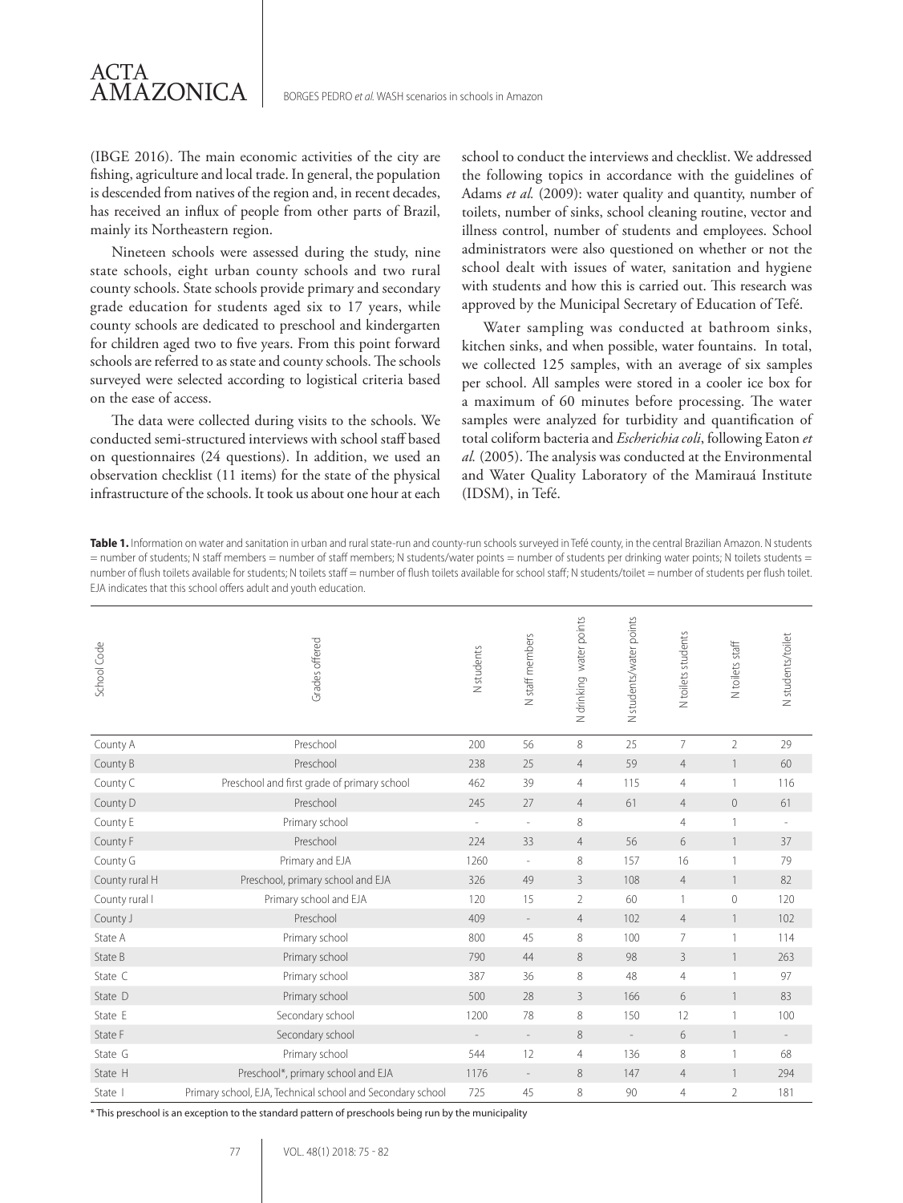(IBGE 2016). The main economic activities of the city are fishing, agriculture and local trade. In general, the population is descended from natives of the region and, in recent decades, has received an influx of people from other parts of Brazil, mainly its Northeastern region.

Nineteen schools were assessed during the study, nine state schools, eight urban county schools and two rural county schools. State schools provide primary and secondary grade education for students aged six to 17 years, while county schools are dedicated to preschool and kindergarten for children aged two to five years. From this point forward schools are referred to as state and county schools. The schools surveyed were selected according to logistical criteria based on the ease of access.

The data were collected during visits to the schools. We conducted semi-structured interviews with school staff based on questionnaires (24 questions). In addition, we used an observation checklist (11 items) for the state of the physical infrastructure of the schools. It took us about one hour at each school to conduct the interviews and checklist. We addressed the following topics in accordance with the guidelines of Adams *et al.* (2009): water quality and quantity, number of toilets, number of sinks, school cleaning routine, vector and illness control, number of students and employees. School administrators were also questioned on whether or not the school dealt with issues of water, sanitation and hygiene with students and how this is carried out. This research was approved by the Municipal Secretary of Education of Tefé.

Water sampling was conducted at bathroom sinks, kitchen sinks, and when possible, water fountains. In total, we collected 125 samples, with an average of six samples per school. All samples were stored in a cooler ice box for a maximum of 60 minutes before processing. The water samples were analyzed for turbidity and quantification of total coliform bacteria and *Escherichia coli*, following Eaton *et al.* (2005). The analysis was conducted at the Environmental and Water Quality Laboratory of the Mamirauá Institute (IDSM), in Tefé.

**Table 1.** Information on water and sanitation in urban and rural state-run and county-run schools surveyed in Tefé county, in the central Brazilian Amazon. N students = number of students; N staff members = number of staff members; N students/water points = number of students per drinking water points; N toilets students = number of flush toilets available for students; N toilets staff = number of flush toilets available for school staff; N students/toilet = number of students per flush toilet. EJA indicates that this school offers adult and youth education.

| School Code | Grades offered | N students | N staff members | N drinking water points | N students/water points | N toilets students | N toilets staff | N students/toilet |
|---|---|---|---|---|---|---|---|---|
| County A | Preschool | 200 | 56 | 8 | 25 | 7 | 2 | 29 |
| County B | Preschool | 238 | 25 | 4 | 59 | 4 | 1 | 60 |
| County C | Preschool and first grade of primary school | 462 | 39 | 4 | 115 | 4 | 1 | 116 |
| County D | Preschool | 245 | 27 | 4 | 61 | 4 | 0 | 61 |
| County E | Primary school | - | - | 8 | | 4 | 1 | - |
| County F | Preschool | 224 | 33 | 4 | 56 | 6 | 1 | 37 |
| County G | Primary and EJA | 1260 | - | 8 | 157 | 16 | 1 | 79 |
| County rural H | Preschool, primary school and EJA | 326 | 49 | 3 | 108 | 4 | 1 | 82 |
| County rural I | Primary school and EJA | 120 | 15 | 2 | 60 | 1 | 0 | 120 |
| County J | Preschool | 409 | - | 4 | 102 | 4 | 1 | 102 |
| State A | Primary school | 800 | 45 | 8 | 100 | 7 | 1 | 114 |
| State B | Primary school | 790 | 44 | 8 | 98 | 3 | 1 | 263 |
| State C | Primary school | 387 | 36 | 8 | 48 | 4 | 1 | 97 |
| State D | Primary school | 500 | 28 | 3 | 166 | 6 | 1 | 83 |
| State E | Secondary school | 1200 | 78 | 8 | 150 | 12 | 1 | 100 |
| State F | Secondary school | - | - | 8 | - | 6 | 1 | - |
| State G | Primary school | 544 | 12 | 4 | 136 | 8 | 1 | 68 |
| State H | Preschool*, primary school and EJA | 1176 | - | 8 | 147 | 4 | 1 | 294 |
| State I | Primary school, EJA, Technical school and Secondary school | 725 | 45 | 8 | 90 | 4 | 2 | 181 |

\* This preschool is an exception to the standard pattern of preschools being run by the municipality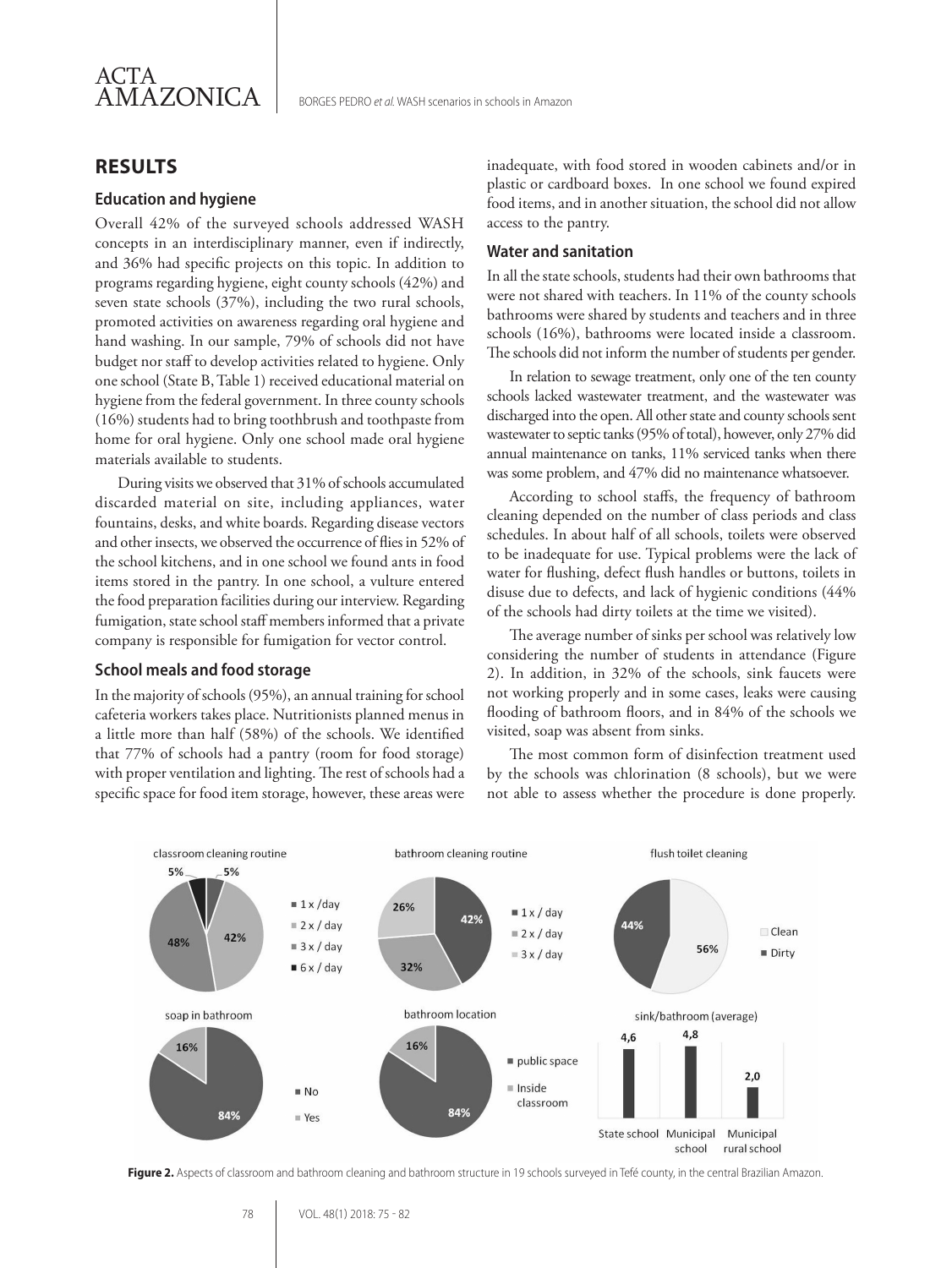## RESULTS

### Education and hygiene

Overall 42% of the surveyed schools addressed WASH concepts in an interdisciplinary manner, even if indirectly, and 36% had specific projects on this topic. In addition to programs regarding hygiene, eight county schools (42%) and seven state schools (37%), including the two rural schools, promoted activities on awareness regarding oral hygiene and hand washing. In our sample, 79% of schools did not have budget nor staff to develop activities related to hygiene. Only one school (State B, Table 1) received educational material on hygiene from the federal government. In three county schools (16%) students had to bring toothbrush and toothpaste from home for oral hygiene. Only one school made oral hygiene materials available to students.

During visits we observed that 31% of schools accumulated discarded material on site, including appliances, water fountains, desks, and white boards. Regarding disease vectors and other insects, we observed the occurrence of flies in 52% of the school kitchens, and in one school we found ants in food items stored in the pantry. In one school, a vulture entered the food preparation facilities during our interview. Regarding fumigation, state school staff members informed that a private company is responsible for fumigation for vector control.

### School meals and food storage

In the majority of schools (95%), an annual training for school cafeteria workers takes place. Nutritionists planned menus in a little more than half (58%) of the schools. We identified that 77% of schools had a pantry (room for food storage) with proper ventilation and lighting. The rest of schools had a specific space for food item storage, however, these areas were inadequate, with food stored in wooden cabinets and/or in plastic or cardboard boxes. In one school we found expired food items, and in another situation, the school did not allow access to the pantry.

### Water and sanitation

In all the state schools, students had their own bathrooms that were not shared with teachers. In 11% of the county schools bathrooms were shared by students and teachers and in three schools (16%), bathrooms were located inside a classroom. The schools did not inform the number of students per gender.

In relation to sewage treatment, only one of the ten county schools lacked wastewater treatment, and the wastewater was discharged into the open. All other state and county schools sent wastewater to septic tanks (95% of total), however, only 27% did annual maintenance on tanks, 11% serviced tanks when there was some problem, and 47% did no maintenance whatsoever.

According to school staffs, the frequency of bathroom cleaning depended on the number of class periods and class schedules. In about half of all schools, toilets were observed to be inadequate for use. Typical problems were the lack of water for flushing, defect flush handles or buttons, toilets in disuse due to defects, and lack of hygienic conditions (44% of the schools had dirty toilets at the time we visited).

The average number of sinks per school was relatively low considering the number of students in attendance (Figure 2). In addition, in 32% of the schools, sink faucets were not working properly and in some cases, leaks were causing flooding of bathroom floors, and in 84% of the schools we visited, soap was absent from sinks.

The most common form of disinfection treatment used by the schools was chlorination (8 schools), but we were not able to assess whether the procedure is done properly.

**Figure 2.** Aspects of classroom and bathroom cleaning and bathroom structure in 19 schools surveyed in Tefé county, in the central Brazilian Amazon.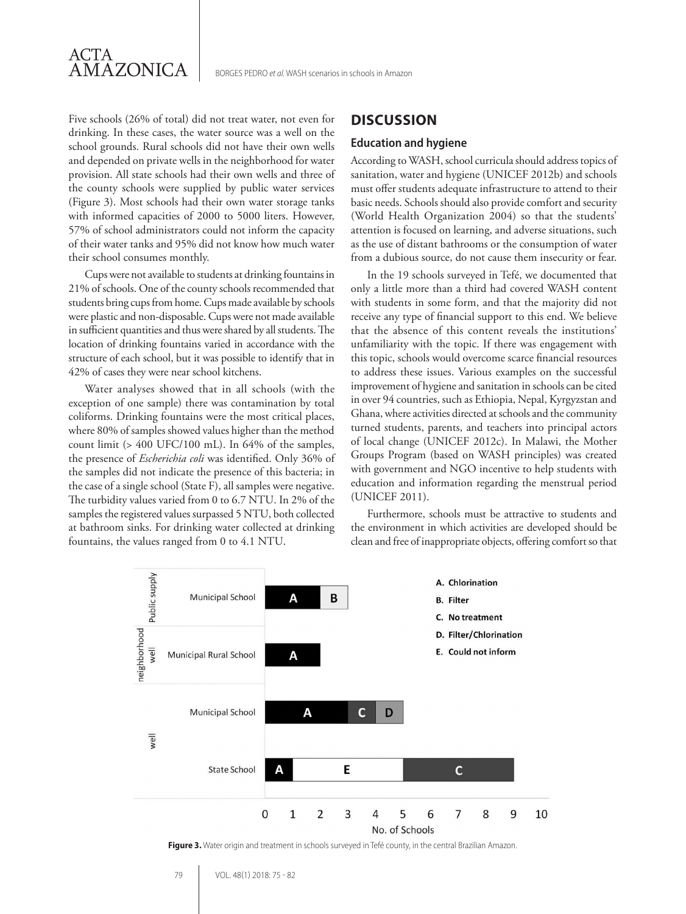Five schools (26% of total) did not treat water, not even for drinking. In these cases, the water source was a well on the school grounds. Rural schools did not have their own wells and depended on private wells in the neighborhood for water provision. All state schools had their own wells and three of the county schools were supplied by public water services (Figure 3). Most schools had their own water storage tanks with informed capacities of 2000 to 5000 liters. However, 57% of school administrators could not inform the capacity of their water tanks and 95% did not know how much water their school consumes monthly.

Cups were not available to students at drinking fountains in 21% of schools. One of the county schools recommended that students bring cups from home. Cups made available by schools were plastic and non-disposable. Cups were not made available in sufficient quantities and thus were shared by all students. The location of drinking fountains varied in accordance with the structure of each school, but it was possible to identify that in 42% of cases they were near school kitchens.

Water analyses showed that in all schools (with the exception of one sample) there was contamination by total coliforms. Drinking fountains were the most critical places, where 80% of samples showed values higher than the method count limit (> 400 UFC/100 mL). In 64% of the samples, the presence of *Escherichia coli* was identified. Only 36% of the samples did not indicate the presence of this bacteria; in the case of a single school (State F), all samples were negative. The turbidity values varied from 0 to 6.7 NTU. In 2% of the samples the registered values surpassed 5 NTU, both collected at bathroom sinks. For drinking water collected at drinking fountains, the values ranged from 0 to 4.1 NTU.

## DISCUSSION

### Education and hygiene

According to WASH, school curricula should address topics of sanitation, water and hygiene (UNICEF 2012b) and schools must offer students adequate infrastructure to attend to their basic needs. Schools should also provide comfort and security (World Health Organization 2004) so that the students' attention is focused on learning, and adverse situations, such as the use of distant bathrooms or the consumption of water from a dubious source, do not cause them insecurity or fear.

In the 19 schools surveyed in Tefé, we documented that only a little more than a third had covered WASH content with students in some form, and that the majority did not receive any type of financial support to this end. We believe that the absence of this content reveals the institutions' unfamiliarity with the topic. If there was engagement with this topic, schools would overcome scarce financial resources to address these issues. Various examples on the successful improvement of hygiene and sanitation in schools can be cited in over 94 countries, such as Ethiopia, Nepal, Kyrgyzstan and Ghana, where activities directed at schools and the community turned students, parents, and teachers into principal actors of local change (UNICEF 2012c). In Malawi, the Mother Groups Program (based on WASH principles) was created with government and NGO incentive to help students with education and information regarding the menstrual period (UNICEF 2011).

Furthermore, schools must be attractive to students and the environment in which activities are developed should be clean and free of inappropriate objects, offering comfort so that

| Water origin | School type | A. Chlorination | B. Filter | C. No treatment | D. Filter/Chlorination | E. Could not inform |
|---|---|---|---|---|---|---|
| Public supply | Municipal School | 2 | 1 | | | |
| neighborhood well | Municipal Rural School | 2 | | | | |
| well | Municipal School | 3 | | 1 | 1 | |
| well | State School | 1 | | 4 | | 4 |

**Figure 3.** Water origin and treatment in schools surveyed in Tefé county, in the central Brazilian Amazon.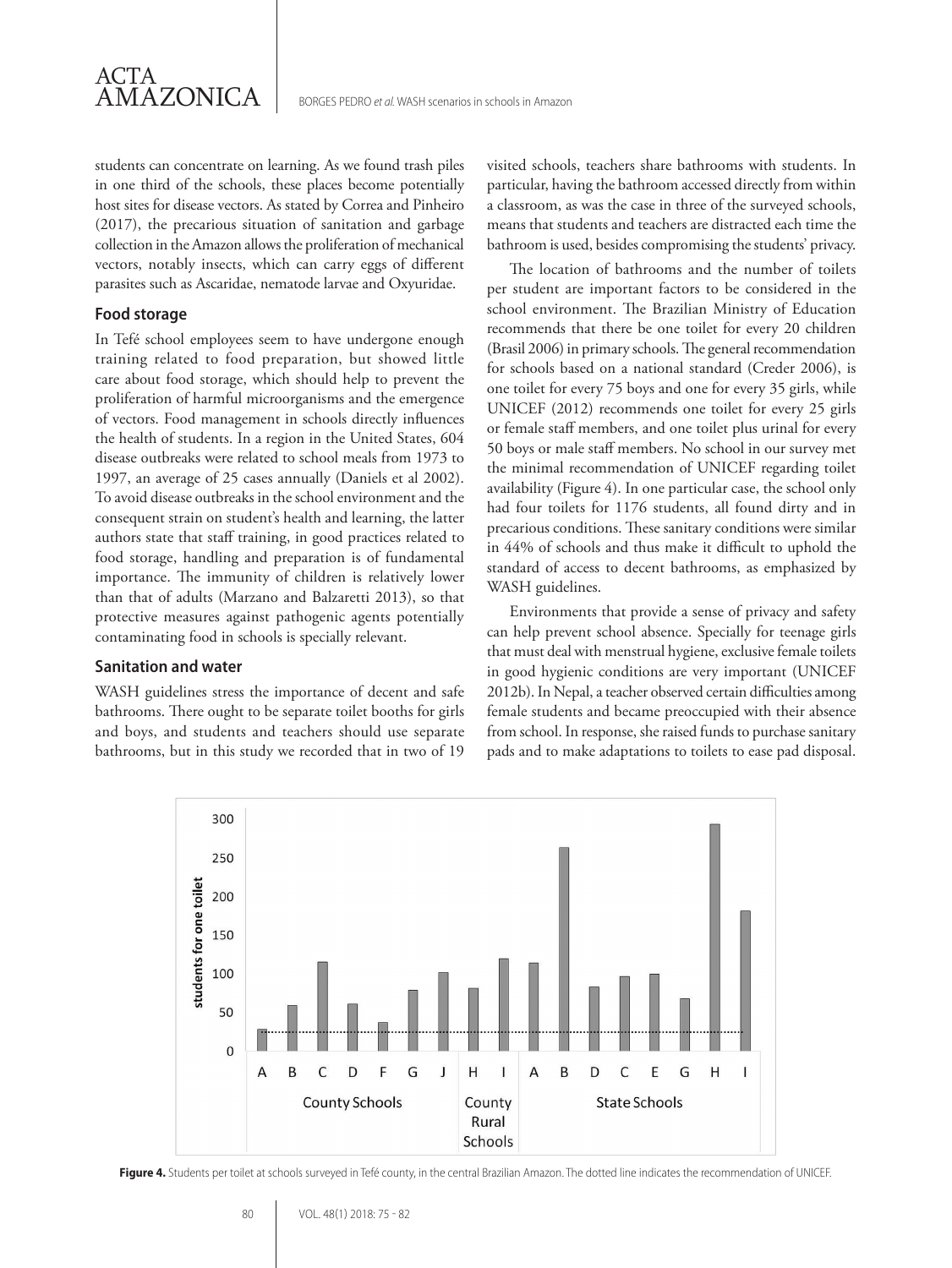students can concentrate on learning. As we found trash piles in one third of the schools, these places become potentially host sites for disease vectors. As stated by Correa and Pinheiro (2017), the precarious situation of sanitation and garbage collection in the Amazon allows the proliferation of mechanical vectors, notably insects, which can carry eggs of different parasites such as Ascaridae, nematode larvae and Oxyuridae.

### Food storage

In Tefé school employees seem to have undergone enough training related to food preparation, but showed little care about food storage, which should help to prevent the proliferation of harmful microorganisms and the emergence of vectors. Food management in schools directly influences the health of students. In a region in the United States, 604 disease outbreaks were related to school meals from 1973 to 1997, an average of 25 cases annually (Daniels et al 2002). To avoid disease outbreaks in the school environment and the consequent strain on student's health and learning, the latter authors state that staff training, in good practices related to food storage, handling and preparation is of fundamental importance. The immunity of children is relatively lower than that of adults (Marzano and Balzaretti 2013), so that protective measures against pathogenic agents potentially contaminating food in schools is specially relevant.

### Sanitation and water

WASH guidelines stress the importance of decent and safe bathrooms. There ought to be separate toilet booths for girls and boys, and students and teachers should use separate bathrooms, but in this study we recorded that in two of 19 visited schools, teachers share bathrooms with students. In particular, having the bathroom accessed directly from within a classroom, as was the case in three of the surveyed schools, means that students and teachers are distracted each time the bathroom is used, besides compromising the students' privacy.

The location of bathrooms and the number of toilets per student are important factors to be considered in the school environment. The Brazilian Ministry of Education recommends that there be one toilet for every 20 children (Brasil 2006) in primary schools. The general recommendation for schools based on a national standard (Creder 2006), is one toilet for every 75 boys and one for every 35 girls, while UNICEF (2012) recommends one toilet for every 25 girls or female staff members, and one toilet plus urinal for every 50 boys or male staff members. No school in our survey met the minimal recommendation of UNICEF regarding toilet availability (Figure 4). In one particular case, the school only had four toilets for 1176 students, all found dirty and in precarious conditions. These sanitary conditions were similar in 44% of schools and thus make it difficult to uphold the standard of access to decent bathrooms, as emphasized by WASH guidelines.

Environments that provide a sense of privacy and safety can help prevent school absence. Specially for teenage girls that must deal with menstrual hygiene, exclusive female toilets in good hygienic conditions are very important (UNICEF 2012b). In Nepal, a teacher observed certain difficulties among female students and became preoccupied with their absence from school. In response, she raised funds to purchase sanitary pads and to make adaptations to toilets to ease pad disposal.

**Figure 4.** Students per toilet at schools surveyed in Tefé county, in the central Brazilian Amazon. The dotted line indicates the recommendation of UNICEF.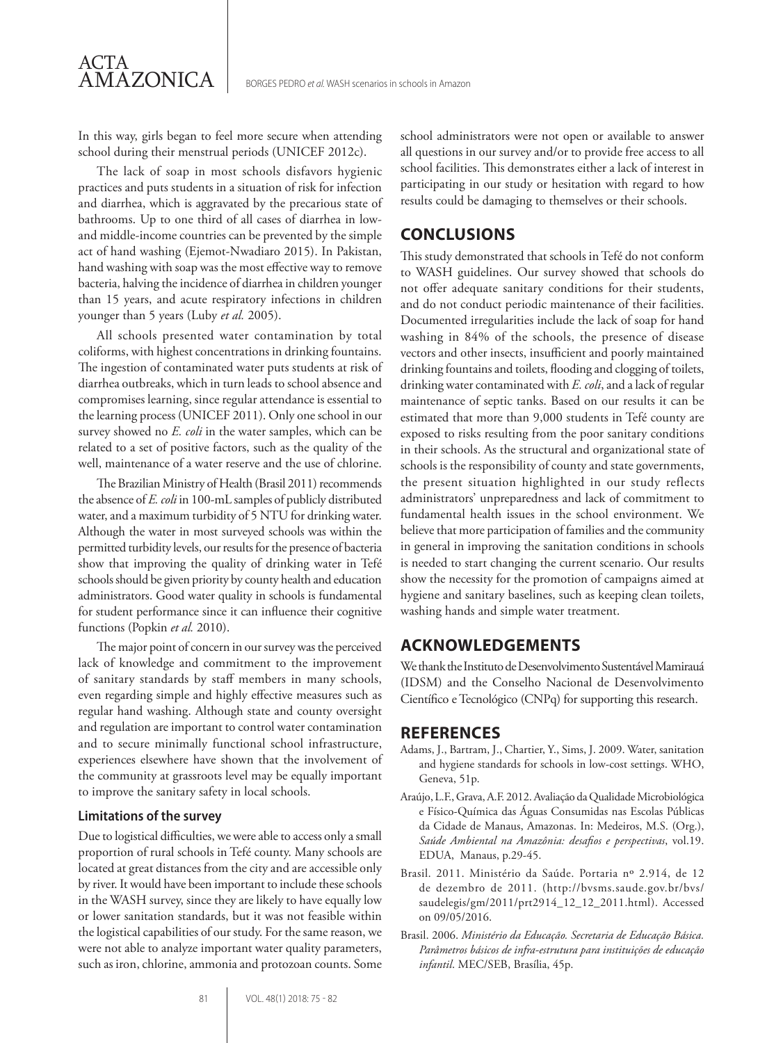In this way, girls began to feel more secure when attending school during their menstrual periods (UNICEF 2012c).

The lack of soap in most schools disfavors hygienic practices and puts students in a situation of risk for infection and diarrhea, which is aggravated by the precarious state of bathrooms. Up to one third of all cases of diarrhea in low- and middle-income countries can be prevented by the simple act of hand washing (Ejemot-Nwadiaro 2015). In Pakistan, hand washing with soap was the most effective way to remove bacteria, halving the incidence of diarrhea in children younger than 15 years, and acute respiratory infections in children younger than 5 years (Luby *et al.* 2005).

All schools presented water contamination by total coliforms, with highest concentrations in drinking fountains. The ingestion of contaminated water puts students at risk of diarrhea outbreaks, which in turn leads to school absence and compromises learning, since regular attendance is essential to the learning process (UNICEF 2011). Only one school in our survey showed no *E. coli* in the water samples, which can be related to a set of positive factors, such as the quality of the well, maintenance of a water reserve and the use of chlorine.

The Brazilian Ministry of Health (Brasil 2011) recommends the absence of *E. coli* in 100-mL samples of publicly distributed water, and a maximum turbidity of 5 NTU for drinking water. Although the water in most surveyed schools was within the permitted turbidity levels, our results for the presence of bacteria show that improving the quality of drinking water in Tefé schools should be given priority by county health and education administrators. Good water quality in schools is fundamental for student performance since it can influence their cognitive functions (Popkin *et al.* 2010).

The major point of concern in our survey was the perceived lack of knowledge and commitment to the improvement of sanitary standards by staff members in many schools, even regarding simple and highly effective measures such as regular hand washing. Although state and county oversight and regulation are important to control water contamination and to secure minimally functional school infrastructure, experiences elsewhere have shown that the involvement of the community at grassroots level may be equally important to improve the sanitary safety in local schools.

### Limitations of the survey

Due to logistical difficulties, we were able to access only a small proportion of rural schools in Tefé county. Many schools are located at great distances from the city and are accessible only by river. It would have been important to include these schools in the WASH survey, since they are likely to have equally low or lower sanitation standards, but it was not feasible within the logistical capabilities of our study. For the same reason, we were not able to analyze important water quality parameters, such as iron, chlorine, ammonia and protozoan counts. Some school administrators were not open or available to answer all questions in our survey and/or to provide free access to all school facilities. This demonstrates either a lack of interest in participating in our study or hesitation with regard to how results could be damaging to themselves or their schools.

## CONCLUSIONS

This study demonstrated that schools in Tefé do not conform to WASH guidelines. Our survey showed that schools do not offer adequate sanitary conditions for their students, and do not conduct periodic maintenance of their facilities. Documented irregularities include the lack of soap for hand washing in 84% of the schools, the presence of disease vectors and other insects, insufficient and poorly maintained drinking fountains and toilets, flooding and clogging of toilets, drinking water contaminated with *E. coli*, and a lack of regular maintenance of septic tanks. Based on our results it can be estimated that more than 9,000 students in Tefé county are exposed to risks resulting from the poor sanitary conditions in their schools. As the structural and organizational state of schools is the responsibility of county and state governments, the present situation highlighted in our study reflects administrators' unpreparedness and lack of commitment to fundamental health issues in the school environment. We believe that more participation of families and the community in general in improving the sanitation conditions in schools is needed to start changing the current scenario. Our results show the necessity for the promotion of campaigns aimed at hygiene and sanitary baselines, such as keeping clean toilets, washing hands and simple water treatment.

## ACKNOWLEDGEMENTS

We thank the Instituto de Desenvolvimento Sustentável Mamirauá (IDSM) and the Conselho Nacional de Desenvolvimento Científico e Tecnológico (CNPq) for supporting this research.

## REFERENCES

Adams, J., Bartram, J., Chartier, Y., Sims, J. 2009. Water, sanitation and hygiene standards for schools in low-cost settings. WHO, Geneva, 51p.

Araújo, L.F., Grava, A.F. 2012. Avaliação da Qualidade Microbiológica e Físico-Química das Águas Consumidas nas Escolas Públicas da Cidade de Manaus, Amazonas. In: Medeiros, M.S. (Org.), *Saúde Ambiental na Amazônia: desafios e perspectivas*, vol.19. EDUA, Manaus, p.29-45.

Brasil. 2011. Ministério da Saúde. Portaria nº 2.914, de 12 de dezembro de 2011. (http://bvsms.saude.gov.br/bvs/saudelegis/gm/2011/prt2914_12_12_2011.html). Accessed on 09/05/2016.

Brasil. 2006. *Ministério da Educação. Secretaria de Educação Básica. Parâmetros básicos de infra-estrutura para instituições de educação infantil*. MEC/SEB, Brasília, 45p.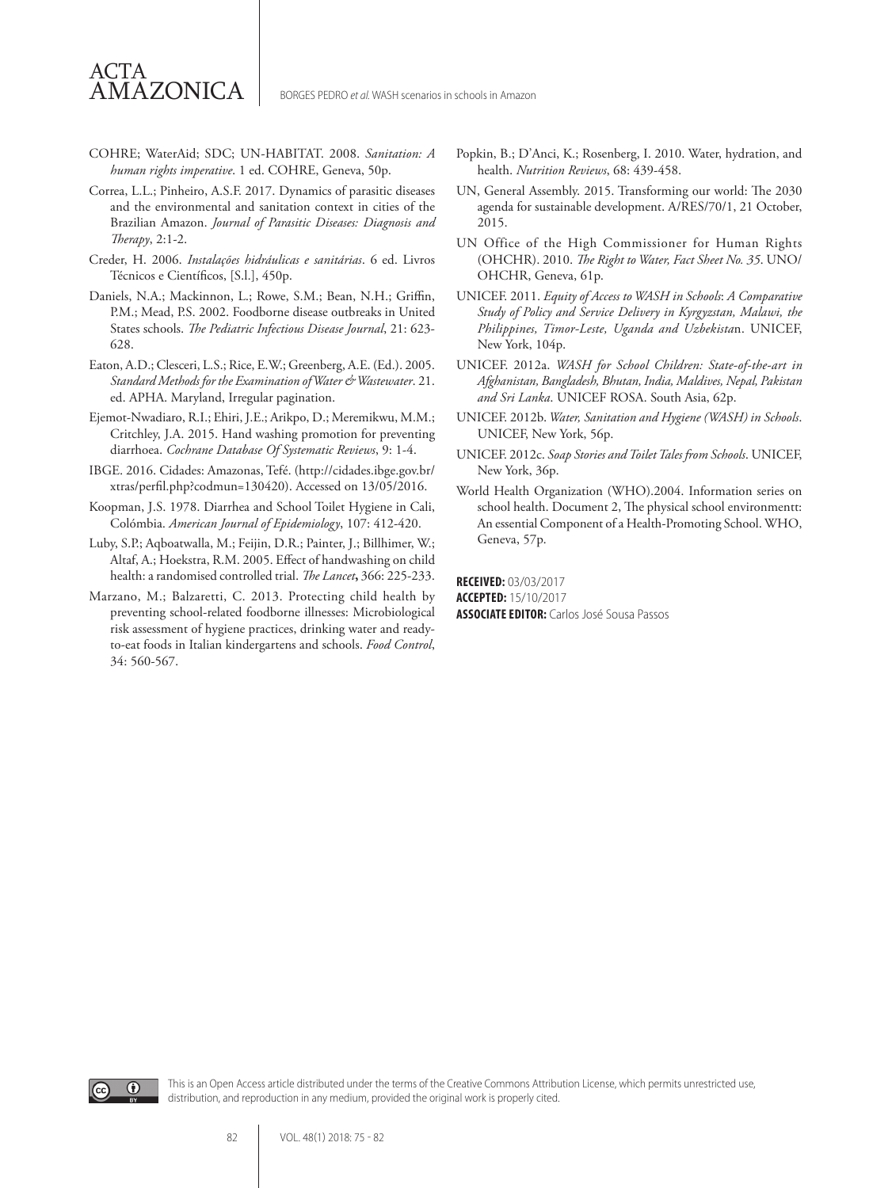COHRE; WaterAid; SDC; UN-HABITAT. 2008. *Sanitation: A human rights imperative*. 1 ed. COHRE, Geneva, 50p.

Correa, L.L.; Pinheiro, A.S.F. 2017. Dynamics of parasitic diseases and the environmental and sanitation context in cities of the Brazilian Amazon. *Journal of Parasitic Diseases: Diagnosis and Therapy*, 2:1-2.

Creder, H. 2006. *Instalações hidráulicas e sanitárias*. 6 ed. Livros Técnicos e Científicos, [S.l.], 450p.

Daniels, N.A.; Mackinnon, L.; Rowe, S.M.; Bean, N.H.; Griffin, P.M.; Mead, P.S. 2002. Foodborne disease outbreaks in United States schools. *The Pediatric Infectious Disease Journal*, 21: 623-628.

Eaton, A.D.; Clesceri, L.S.; Rice, E.W.; Greenberg, A.E. (Ed.). 2005. *Standard Methods for the Examination of Water & Wastewater*. 21. ed. APHA. Maryland, Irregular pagination.

Ejemot-Nwadiaro, R.I.; Ehiri, J.E.; Arikpo, D.; Meremikwu, M.M.; Critchley, J.A. 2015. Hand washing promotion for preventing diarrhoea. *Cochrane Database Of Systematic Reviews*, 9: 1-4.

IBGE. 2016. Cidades: Amazonas, Tefé. (http://cidades.ibge.gov.br/xtras/perfil.php?codmun=130420). Accessed on 13/05/2016.

Koopman, J.S. 1978. Diarrhea and School Toilet Hygiene in Cali, Colómbia. *American Journal of Epidemiology*, 107: 412-420.

Luby, S.P.; Aqboatwalla, M.; Feijin, D.R.; Painter, J.; Billhimer, W.; Altaf, A.; Hoekstra, R.M. 2005. Effect of handwashing on child health: a randomised controlled trial. *The Lancet***,** 366: 225-233.

Marzano, M.; Balzaretti, C. 2013. Protecting child health by preventing school-related foodborne illnesses: Microbiological risk assessment of hygiene practices, drinking water and ready-to-eat foods in Italian kindergartens and schools. *Food Control*, 34: 560-567.

Popkin, B.; D'Anci, K.; Rosenberg, I. 2010. Water, hydration, and health. *Nutrition Reviews*, 68: 439-458.

UN, General Assembly. 2015. Transforming our world: The 2030 agenda for sustainable development. A/RES/70/1, 21 October, 2015.

UN Office of the High Commissioner for Human Rights (OHCHR). 2010. *The Right to Water, Fact Sheet No. 35*. UNO/OHCHR, Geneva, 61p.

UNICEF. 2011. *Equity of Access to WASH in Schools*: *A Comparative Study of Policy and Service Delivery in Kyrgyzstan, Malawi, the Philippines, Timor-Leste, Uganda and Uzbekista*n. UNICEF, New York, 104p.

UNICEF. 2012a. *WASH for School Children: State-of-the-art in Afghanistan, Bangladesh, Bhutan, India, Maldives, Nepal, Pakistan and Sri Lanka*. UNICEF ROSA. South Asia, 62p.

UNICEF. 2012b. *Water, Sanitation and Hygiene (WASH) in Schools*. UNICEF, New York, 56p.

UNICEF. 2012c. *Soap Stories and Toilet Tales from Schools*. UNICEF, New York, 36p.

World Health Organization (WHO).2004. Information series on school health. Document 2, The physical school environmentt: An essential Component of a Health-Promoting School. WHO, Geneva, 57p.

**RECEIVED:** 03/03/2017
**ACCEPTED:** 15/10/2017
**ASSOCIATE EDITOR:** Carlos José Sousa Passos

This is an Open Access article distributed under the terms of the Creative Commons Attribution License, which permits unrestricted use, distribution, and reproduction in any medium, provided the original work is properly cited.